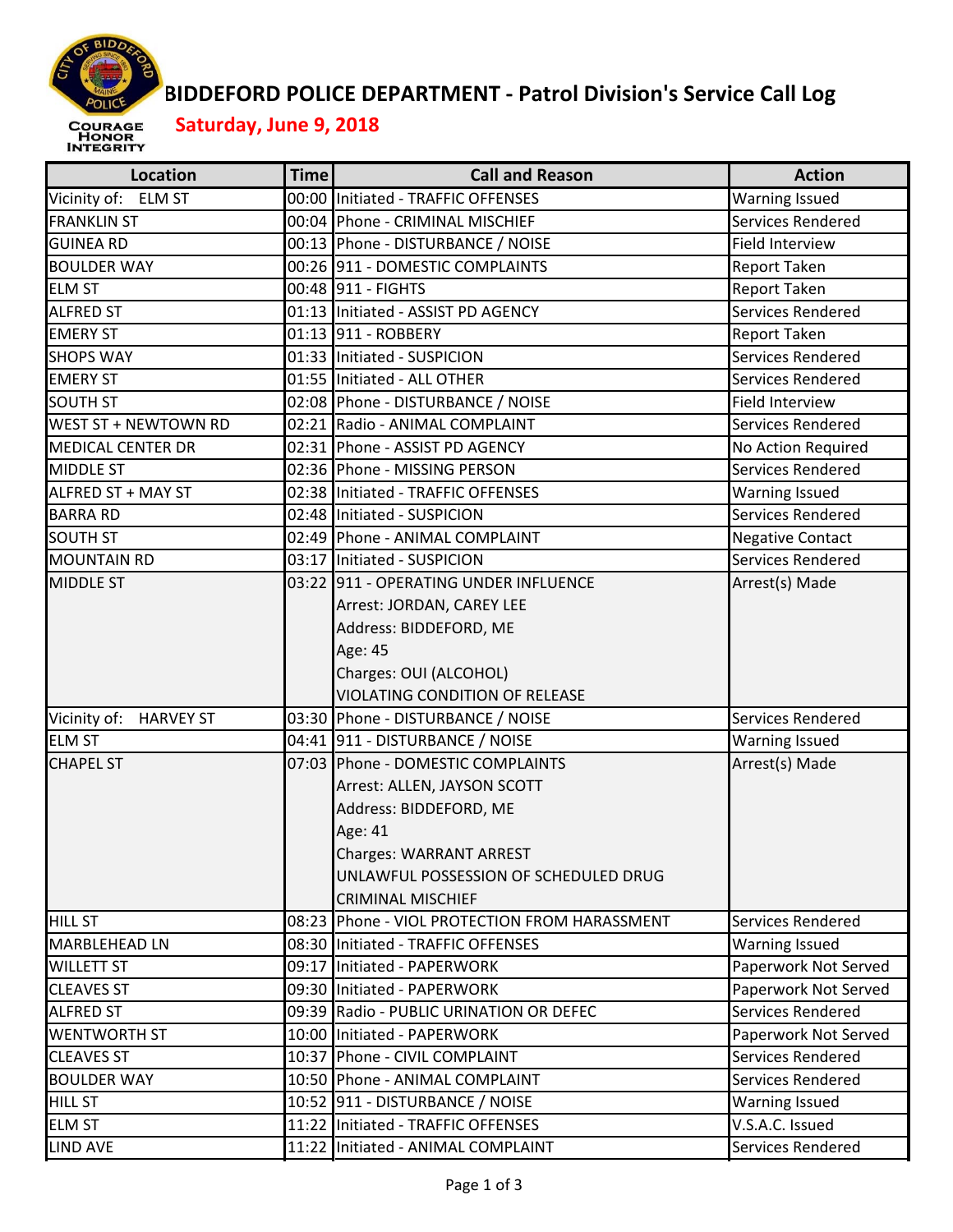# BIDDEFORD POLICE DEPARTMENT - Patrol Division's Service Call Log

**Saturday, June 9, 2018**

| Location | Time | Call and Reason | Action |
|---|---|---|---|
| Vicinity of: ELM ST | 00:00 | Initiated - TRAFFIC OFFENSES | Warning Issued |
| FRANKLIN ST | 00:04 | Phone - CRIMINAL MISCHIEF | Services Rendered |
| GUINEA RD | 00:13 | Phone - DISTURBANCE / NOISE | Field Interview |
| BOULDER WAY | 00:26 | 911 - DOMESTIC COMPLAINTS | Report Taken |
| ELM ST | 00:48 | 911 - FIGHTS | Report Taken |
| ALFRED ST | 01:13 | Initiated - ASSIST PD AGENCY | Services Rendered |
| EMERY ST | 01:13 | 911 - ROBBERY | Report Taken |
| SHOPS WAY | 01:33 | Initiated - SUSPICION | Services Rendered |
| EMERY ST | 01:55 | Initiated - ALL OTHER | Services Rendered |
| SOUTH ST | 02:08 | Phone - DISTURBANCE / NOISE | Field Interview |
| WEST ST + NEWTOWN RD | 02:21 | Radio - ANIMAL COMPLAINT | Services Rendered |
| MEDICAL CENTER DR | 02:31 | Phone - ASSIST PD AGENCY | No Action Required |
| MIDDLE ST | 02:36 | Phone - MISSING PERSON | Services Rendered |
| ALFRED ST + MAY ST | 02:38 | Initiated - TRAFFIC OFFENSES | Warning Issued |
| BARRA RD | 02:48 | Initiated - SUSPICION | Services Rendered |
| SOUTH ST | 02:49 | Phone - ANIMAL COMPLAINT | Negative Contact |
| MOUNTAIN RD | 03:17 | Initiated - SUSPICION | Services Rendered |
| MIDDLE ST | 03:22 | 911 - OPERATING UNDER INFLUENCE<br>Arrest: JORDAN, CAREY LEE<br>Address: BIDDEFORD, ME<br>Age: 45<br>Charges: OUI (ALCOHOL)<br>VIOLATING CONDITION OF RELEASE | Arrest(s) Made |
| Vicinity of: HARVEY ST | 03:30 | Phone - DISTURBANCE / NOISE | Services Rendered |
| ELM ST | 04:41 | 911 - DISTURBANCE / NOISE | Warning Issued |
| CHAPEL ST | 07:03 | Phone - DOMESTIC COMPLAINTS<br>Arrest: ALLEN, JAYSON SCOTT<br>Address: BIDDEFORD, ME<br>Age: 41<br>Charges: WARRANT ARREST<br>UNLAWFUL POSSESSION OF SCHEDULED DRUG<br>CRIMINAL MISCHIEF | Arrest(s) Made |
| HILL ST | 08:23 | Phone - VIOL PROTECTION FROM HARASSMENT | Services Rendered |
| MARBLEHEAD LN | 08:30 | Initiated - TRAFFIC OFFENSES | Warning Issued |
| WILLETT ST | 09:17 | Initiated - PAPERWORK | Paperwork Not Served |
| CLEAVES ST | 09:30 | Initiated - PAPERWORK | Paperwork Not Served |
| ALFRED ST | 09:39 | Radio - PUBLIC URINATION OR DEFEC | Services Rendered |
| WENTWORTH ST | 10:00 | Initiated - PAPERWORK | Paperwork Not Served |
| CLEAVES ST | 10:37 | Phone - CIVIL COMPLAINT | Services Rendered |
| BOULDER WAY | 10:50 | Phone - ANIMAL COMPLAINT | Services Rendered |
| HILL ST | 10:52 | 911 - DISTURBANCE / NOISE | Warning Issued |
| ELM ST | 11:22 | Initiated - TRAFFIC OFFENSES | V.S.A.C. Issued |
| LIND AVE | 11:22 | Initiated - ANIMAL COMPLAINT | Services Rendered |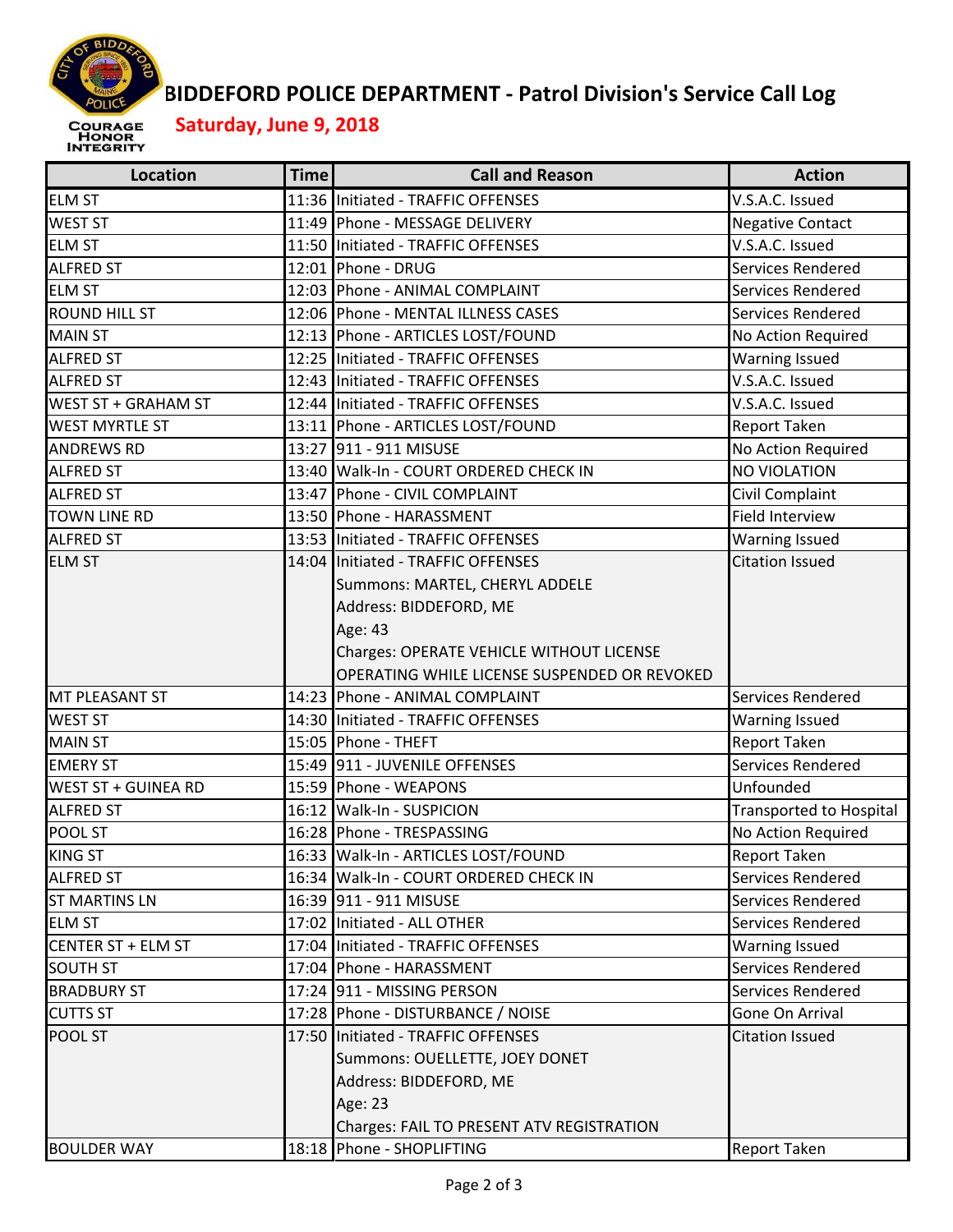# BIDDEFORD POLICE DEPARTMENT - Patrol Division's Service Call Log

**Saturday, June 9, 2018**

COURAGE HONOR INTEGRITY

| Location | Time | Call and Reason | Action |
|---|---|---|---|
| ELM ST | 11:36 | Initiated - TRAFFIC OFFENSES | V.S.A.C. Issued |
| WEST ST | 11:49 | Phone - MESSAGE DELIVERY | Negative Contact |
| ELM ST | 11:50 | Initiated - TRAFFIC OFFENSES | V.S.A.C. Issued |
| ALFRED ST | 12:01 | Phone - DRUG | Services Rendered |
| ELM ST | 12:03 | Phone - ANIMAL COMPLAINT | Services Rendered |
| ROUND HILL ST | 12:06 | Phone - MENTAL ILLNESS CASES | Services Rendered |
| MAIN ST | 12:13 | Phone - ARTICLES LOST/FOUND | No Action Required |
| ALFRED ST | 12:25 | Initiated - TRAFFIC OFFENSES | Warning Issued |
| ALFRED ST | 12:43 | Initiated - TRAFFIC OFFENSES | V.S.A.C. Issued |
| WEST ST + GRAHAM ST | 12:44 | Initiated - TRAFFIC OFFENSES | V.S.A.C. Issued |
| WEST MYRTLE ST | 13:11 | Phone - ARTICLES LOST/FOUND | Report Taken |
| ANDREWS RD | 13:27 | 911 - 911 MISUSE | No Action Required |
| ALFRED ST | 13:40 | Walk-In - COURT ORDERED CHECK IN | NO VIOLATION |
| ALFRED ST | 13:47 | Phone - CIVIL COMPLAINT | Civil Complaint |
| TOWN LINE RD | 13:50 | Phone - HARASSMENT | Field Interview |
| ALFRED ST | 13:53 | Initiated - TRAFFIC OFFENSES | Warning Issued |
| ELM ST | 14:04 | Initiated - TRAFFIC OFFENSES<br>Summons: MARTEL, CHERYL ADDELE<br>Address: BIDDEFORD, ME<br>Age: 43<br>Charges: OPERATE VEHICLE WITHOUT LICENSE<br>OPERATING WHILE LICENSE SUSPENDED OR REVOKED | Citation Issued |
| MT PLEASANT ST | 14:23 | Phone - ANIMAL COMPLAINT | Services Rendered |
| WEST ST | 14:30 | Initiated - TRAFFIC OFFENSES | Warning Issued |
| MAIN ST | 15:05 | Phone - THEFT | Report Taken |
| EMERY ST | 15:49 | 911 - JUVENILE OFFENSES | Services Rendered |
| WEST ST + GUINEA RD | 15:59 | Phone - WEAPONS | Unfounded |
| ALFRED ST | 16:12 | Walk-In - SUSPICION | Transported to Hospital |
| POOL ST | 16:28 | Phone - TRESPASSING | No Action Required |
| KING ST | 16:33 | Walk-In - ARTICLES LOST/FOUND | Report Taken |
| ALFRED ST | 16:34 | Walk-In - COURT ORDERED CHECK IN | Services Rendered |
| ST MARTINS LN | 16:39 | 911 - 911 MISUSE | Services Rendered |
| ELM ST | 17:02 | Initiated - ALL OTHER | Services Rendered |
| CENTER ST + ELM ST | 17:04 | Initiated - TRAFFIC OFFENSES | Warning Issued |
| SOUTH ST | 17:04 | Phone - HARASSMENT | Services Rendered |
| BRADBURY ST | 17:24 | 911 - MISSING PERSON | Services Rendered |
| CUTTS ST | 17:28 | Phone - DISTURBANCE / NOISE | Gone On Arrival |
| POOL ST | 17:50 | Initiated - TRAFFIC OFFENSES<br>Summons: OUELLETTE, JOEY DONET<br>Address: BIDDEFORD, ME<br>Age: 23<br>Charges: FAIL TO PRESENT ATV REGISTRATION | Citation Issued |
| BOULDER WAY | 18:18 | Phone - SHOPLIFTING | Report Taken |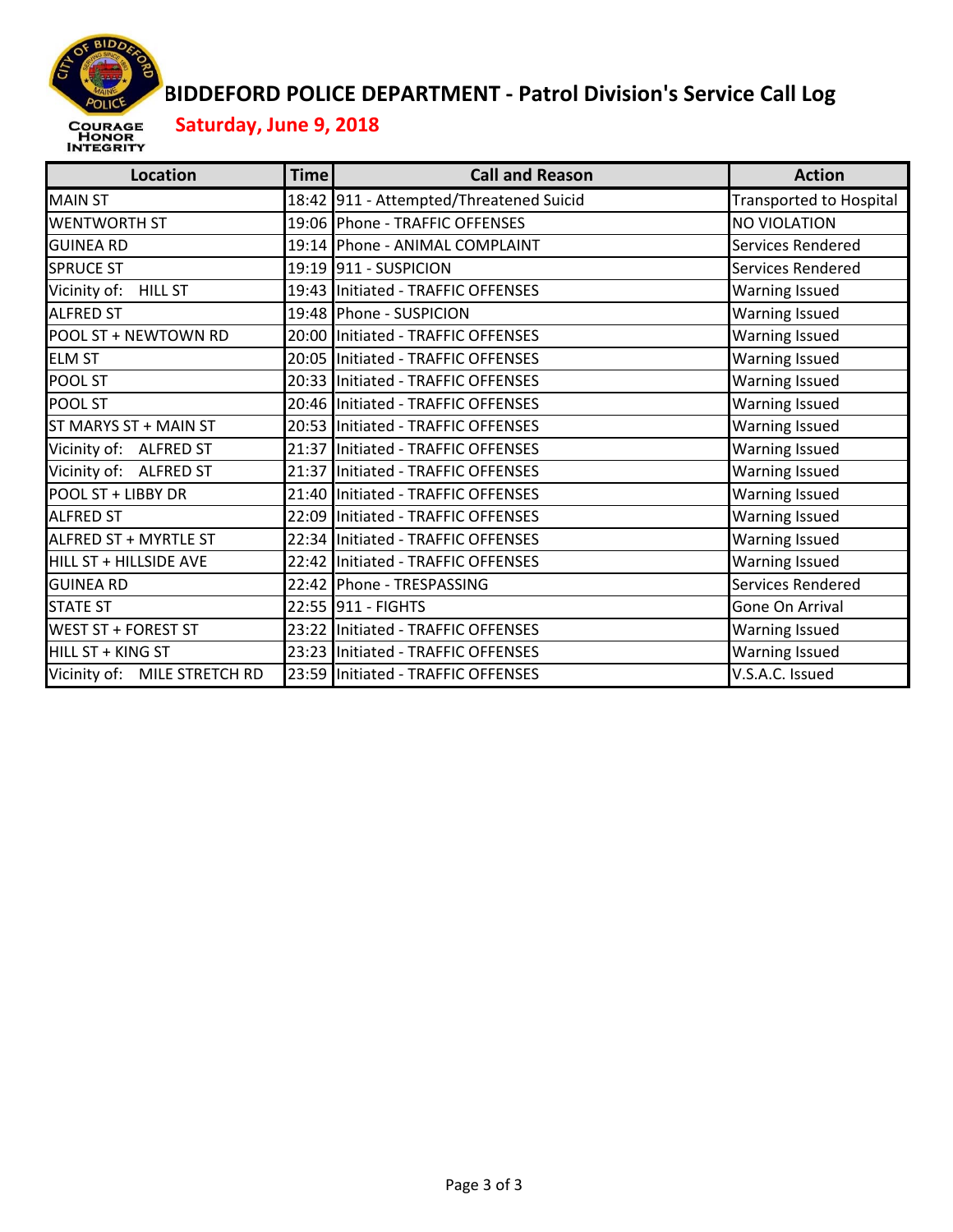# BIDDEFORD POLICE DEPARTMENT - Patrol Division's Service Call Log

COURAGE
HONOR
INTEGRITY

## Saturday, June 9, 2018

| Location | Time | Call and Reason | Action |
|---|---|---|---|
| MAIN ST | 18:42 | 911 - Attempted/Threatened Suicid | Transported to Hospital |
| WENTWORTH ST | 19:06 | Phone - TRAFFIC OFFENSES | NO VIOLATION |
| GUINEA RD | 19:14 | Phone - ANIMAL COMPLAINT | Services Rendered |
| SPRUCE ST | 19:19 | 911 - SUSPICION | Services Rendered |
| Vicinity of: HILL ST | 19:43 | Initiated - TRAFFIC OFFENSES | Warning Issued |
| ALFRED ST | 19:48 | Phone - SUSPICION | Warning Issued |
| POOL ST + NEWTOWN RD | 20:00 | Initiated - TRAFFIC OFFENSES | Warning Issued |
| ELM ST | 20:05 | Initiated - TRAFFIC OFFENSES | Warning Issued |
| POOL ST | 20:33 | Initiated - TRAFFIC OFFENSES | Warning Issued |
| POOL ST | 20:46 | Initiated - TRAFFIC OFFENSES | Warning Issued |
| ST MARYS ST + MAIN ST | 20:53 | Initiated - TRAFFIC OFFENSES | Warning Issued |
| Vicinity of: ALFRED ST | 21:37 | Initiated - TRAFFIC OFFENSES | Warning Issued |
| Vicinity of: ALFRED ST | 21:37 | Initiated - TRAFFIC OFFENSES | Warning Issued |
| POOL ST + LIBBY DR | 21:40 | Initiated - TRAFFIC OFFENSES | Warning Issued |
| ALFRED ST | 22:09 | Initiated - TRAFFIC OFFENSES | Warning Issued |
| ALFRED ST + MYRTLE ST | 22:34 | Initiated - TRAFFIC OFFENSES | Warning Issued |
| HILL ST + HILLSIDE AVE | 22:42 | Initiated - TRAFFIC OFFENSES | Warning Issued |
| GUINEA RD | 22:42 | Phone - TRESPASSING | Services Rendered |
| STATE ST | 22:55 | 911 - FIGHTS | Gone On Arrival |
| WEST ST + FOREST ST | 23:22 | Initiated - TRAFFIC OFFENSES | Warning Issued |
| HILL ST + KING ST | 23:23 | Initiated - TRAFFIC OFFENSES | Warning Issued |
| Vicinity of: MILE STRETCH RD | 23:59 | Initiated - TRAFFIC OFFENSES | V.S.A.C. Issued |